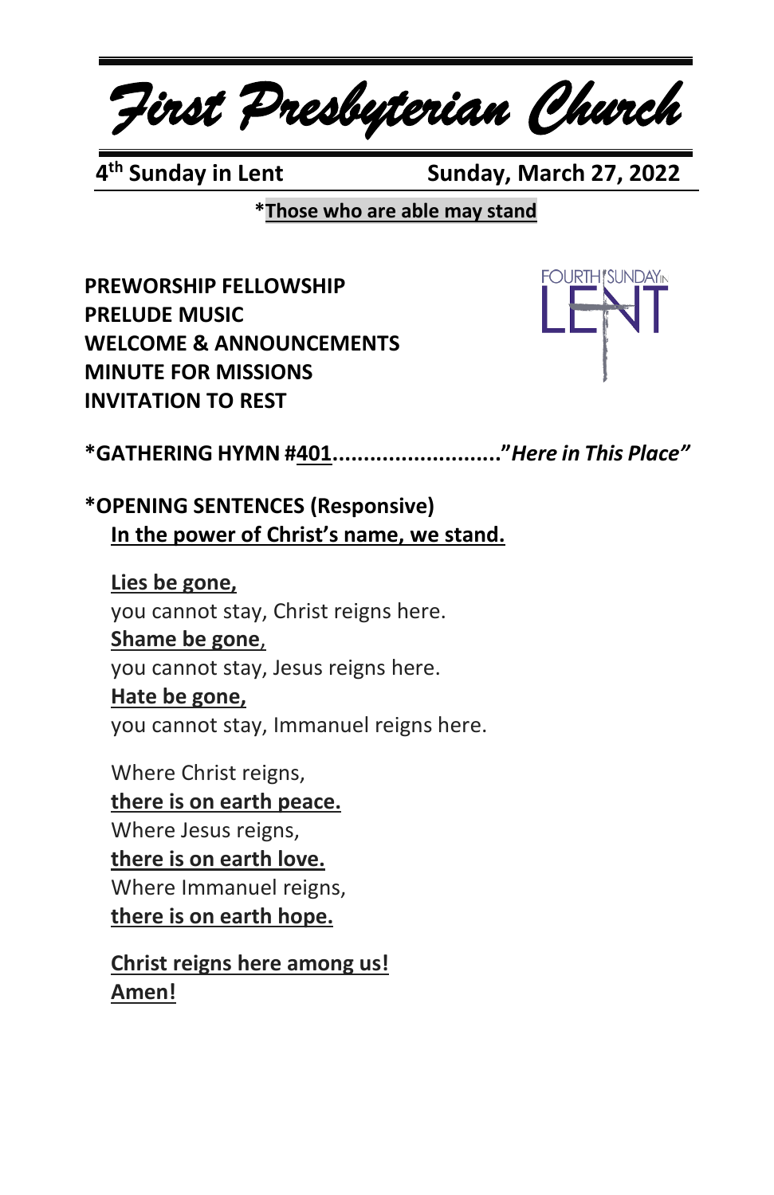# *First Presbyterian Church*

**4th Sunday in Lent** **Sunday, March 27, 2022**

***Those who are able may stand**

FOURTH SUNDAY IN LENT

**PREWORSHIP FELLOWSHIP**
**PRELUDE MUSIC**
**WELCOME & ANNOUNCEMENTS**
**MINUTE FOR MISSIONS**
**INVITATION TO REST**

***GATHERING HYMN #401........................."*Here in This Place*"**

***OPENING SENTENCES (Responsive)**

**In the power of Christ's name, we stand.**

**Lies be gone,**
you cannot stay, Christ reigns here.
**Shame be gone,**
you cannot stay, Jesus reigns here.
**Hate be gone,**
you cannot stay, Immanuel reigns here.

Where Christ reigns,
**there is on earth peace.**
Where Jesus reigns,
**there is on earth love.**
Where Immanuel reigns,
**there is on earth hope.**

**Christ reigns here among us!**
**Amen!**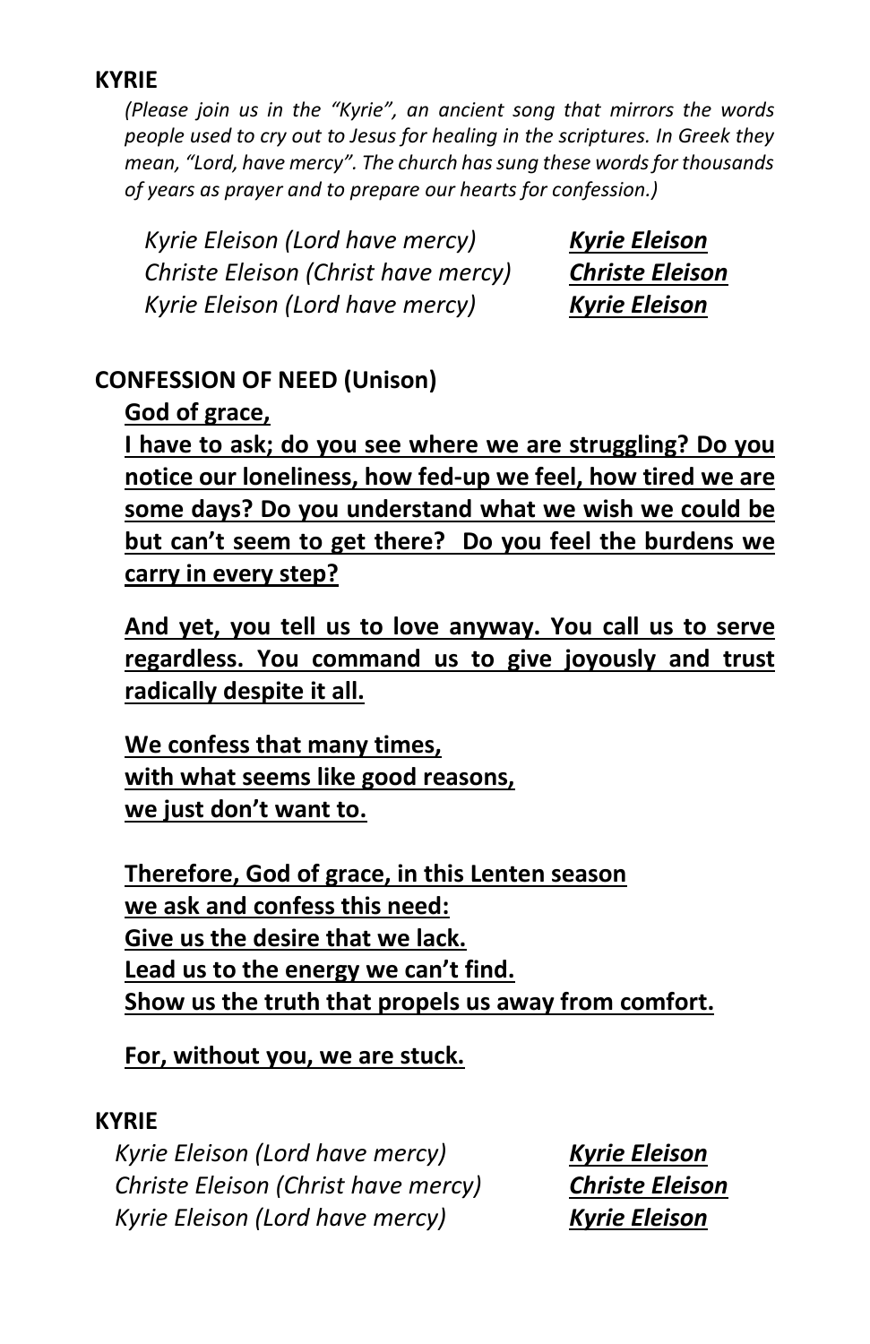**KYRIE**

*(Please join us in the "Kyrie", an ancient song that mirrors the words people used to cry out to Jesus for healing in the scriptures. In Greek they mean, "Lord, have mercy". The church has sung these words for thousands of years as prayer and to prepare our hearts for confession.)*

*Kyrie Eleison (Lord have mercy)* ***Kyrie Eleison***
*Christe Eleison (Christ have mercy)* ***Christe Eleison***
*Kyrie Eleison (Lord have mercy)* ***Kyrie Eleison***

**CONFESSION OF NEED (Unison)**

**God of grace,**

**I have to ask; do you see where we are struggling? Do you notice our loneliness, how fed-up we feel, how tired we are some days? Do you understand what we wish we could be but can't seem to get there? Do you feel the burdens we carry in every step?**

**And yet, you tell us to love anyway. You call us to serve regardless. You command us to give joyously and trust radically despite it all.**

**We confess that many times,**
**with what seems like good reasons,**
**we just don't want to.**

**Therefore, God of grace, in this Lenten season**
**we ask and confess this need:**
**Give us the desire that we lack.**
**Lead us to the energy we can't find.**
**Show us the truth that propels us away from comfort.**

**For, without you, we are stuck.**

**KYRIE**

*Kyrie Eleison (Lord have mercy)* ***Kyrie Eleison***
*Christe Eleison (Christ have mercy)* ***Christe Eleison***
*Kyrie Eleison (Lord have mercy)* ***Kyrie Eleison***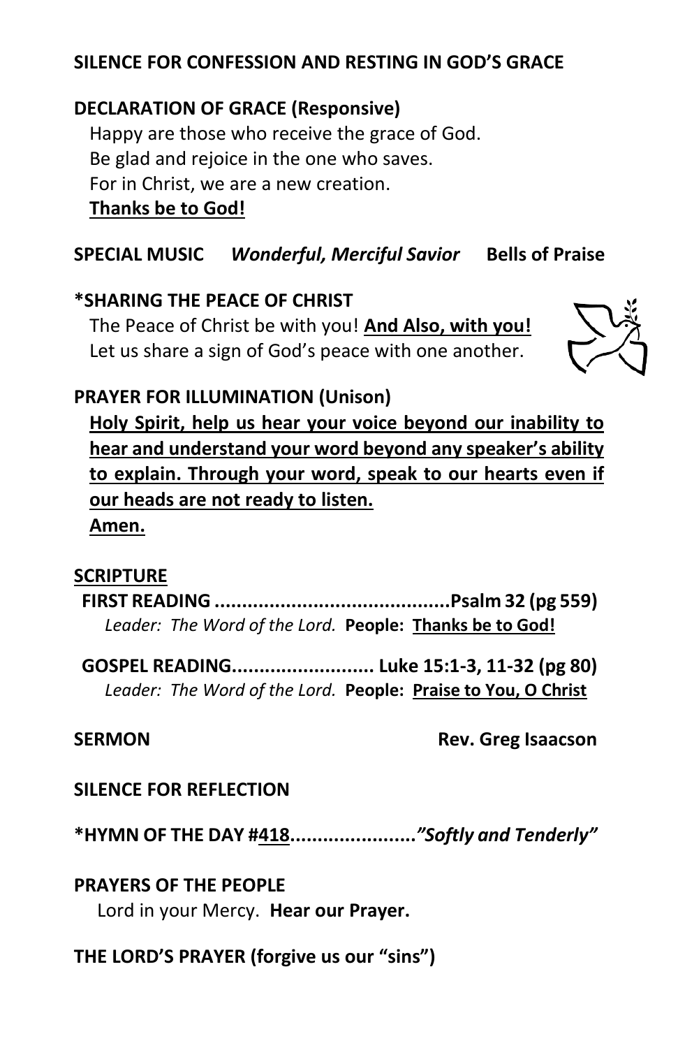**SILENCE FOR CONFESSION AND RESTING IN GOD'S GRACE**

**DECLARATION OF GRACE (Responsive)**

Happy are those who receive the grace of God.
Be glad and rejoice in the one who saves.
For in Christ, we are a new creation.
<u>**Thanks be to God!**</u>

**SPECIAL MUSIC** ***Wonderful, Merciful Savior*** **Bells of Praise**

**\*SHARING THE PEACE OF CHRIST**

The Peace of Christ be with you! <u>**And Also, with you!**</u>
Let us share a sign of God's peace with one another.

**PRAYER FOR ILLUMINATION (Unison)**

<u>**Holy Spirit, help us hear your voice beyond our inability to hear and understand your word beyond any speaker's ability to explain. Through your word, speak to our hearts even if our heads are not ready to listen.**</u>
<u>**Amen.**</u>

<u>**SCRIPTURE**</u>

**FIRST READING ..........................................Psalm 32 (pg 559)**
*Leader: The Word of the Lord.* **People:** <u>**Thanks be to God!**</u>

**GOSPEL READING.......................... Luke 15:1-3, 11-32 (pg 80)**
*Leader: The Word of the Lord.* **People:** <u>**Praise to You, O Christ**</u>

**SERMON** **Rev. Greg Isaacson**

**SILENCE FOR REFLECTION**

**\*HYMN OF THE DAY #<u>418</u>.......................*"Softly and Tenderly"***

**PRAYERS OF THE PEOPLE**

Lord in your Mercy. **Hear our Prayer.**

**THE LORD'S PRAYER (forgive us our "sins")**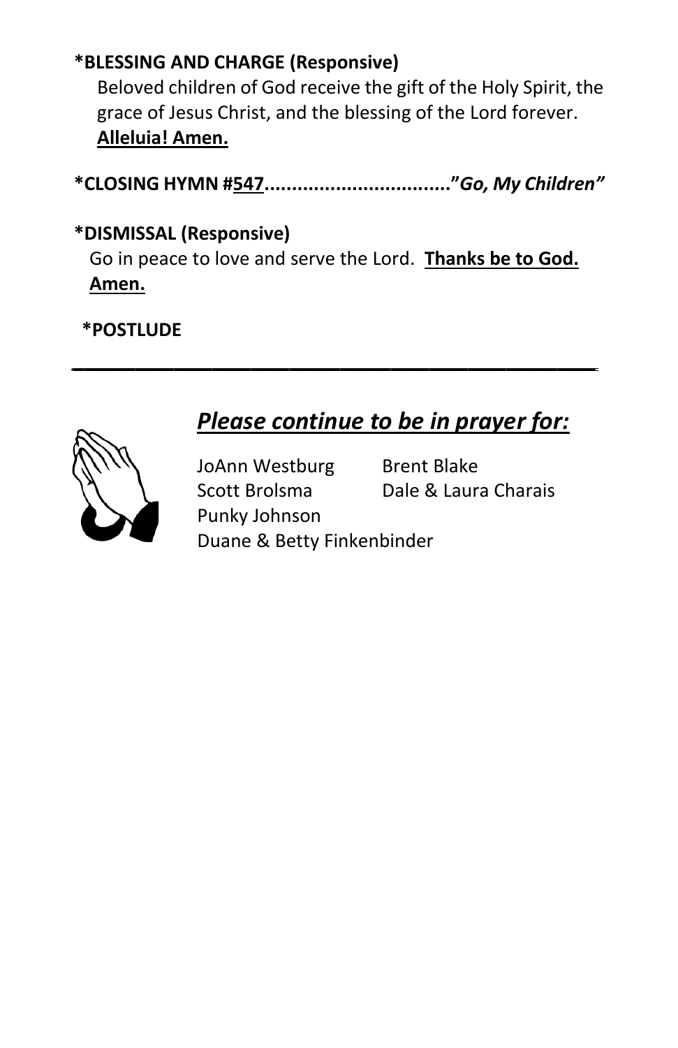**\*BLESSING AND CHARGE (Responsive)**

Beloved children of God receive the gift of the Holy Spirit, the grace of Jesus Christ, and the blessing of the Lord forever. **Alleluia! Amen.**

**\*CLOSING HYMN #547................................."*Go, My Children*"**

**\*DISMISSAL (Responsive)**

Go in peace to love and serve the Lord. **Thanks be to God. Amen.**

**\*POSTLUDE**

---

## ***Please continue to be in prayer for:***

JoAnn Westburg
Brent Blake
Scott Brolsma
Dale & Laura Charais
Punky Johnson
Duane & Betty Finkenbinder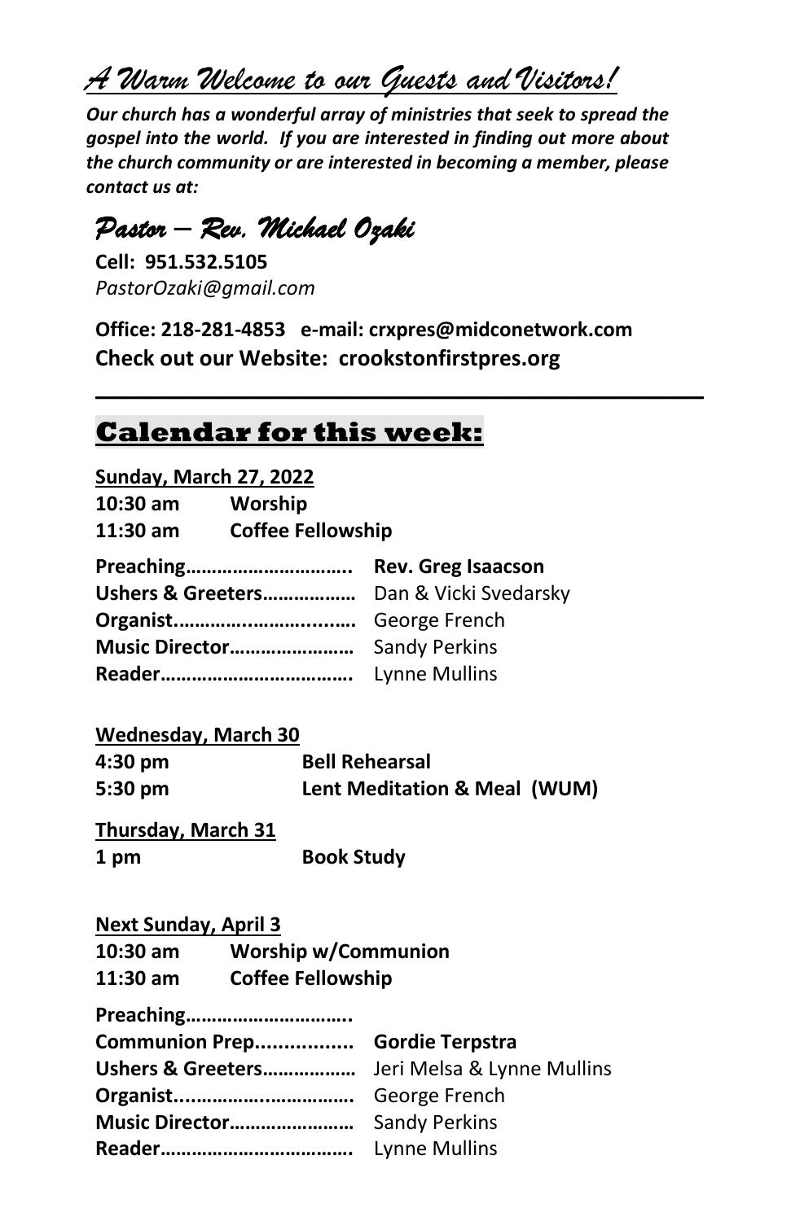# *A Warm Welcome to our Guests and Visitors!*

***Our church has a wonderful array of ministries that seek to spread the gospel into the world. If you are interested in finding out more about the church community or are interested in becoming a member, please contact us at:***

## *Pastor – Rev. Michael Ozaki*

**Cell: 951.532.5105**
*PastorOzaki@gmail.com*

**Office: 218-281-4853 e-mail: crxpres@midconetwork.com**
**Check out our Website: crookstonfirstpres.org**

---

## Calendar for this week:

**Sunday, March 27, 2022**

| | |
|---|---|
| **10:30 am** | **Worship** |
| **11:30 am** | **Coffee Fellowship** |

| | |
|---|---|
| **Preaching…………………………..** | **Rev. Greg Isaacson** |
| **Ushers & Greeters………………** | Dan & Vicki Svedarsky |
| **Organist.…………..…………..….** | George French |
| **Music Director……………………** | Sandy Perkins |
| **Reader……………………………….** | Lynne Mullins |

**Wednesday, March 30**

| | |
|---|---|
| **4:30 pm** | **Bell Rehearsal** |
| **5:30 pm** | **Lent Meditation & Meal (WUM)** |

**Thursday, March 31**

| | |
|---|---|
| **1 pm** | **Book Study** |

**Next Sunday, April 3**

| | |
|---|---|
| **10:30 am** | **Worship w/Communion** |
| **11:30 am** | **Coffee Fellowship** |

| | |
|---|---|
| **Preaching…………………………..** | |
| **Communion Prep.................** | **Gordie Terpstra** |
| **Ushers & Greeters………………** | Jeri Melsa & Lynne Mullins |
| **Organist................…………….** | George French |
| **Music Director……………………** | Sandy Perkins |
| **Reader……………………………….** | Lynne Mullins |